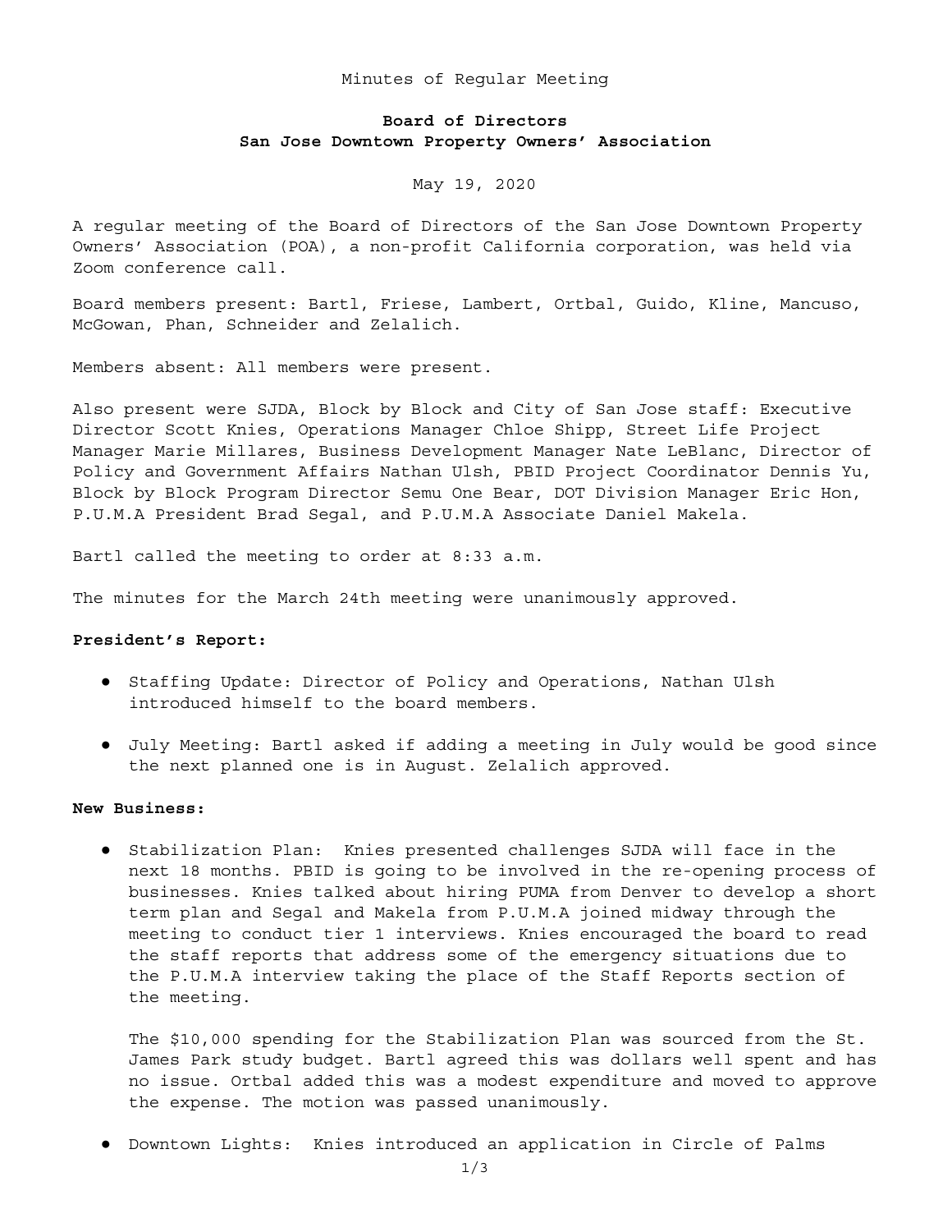Minutes of Regular Meeting

**Board of Directors**
**San Jose Downtown Property Owners' Association**

May 19, 2020

A regular meeting of the Board of Directors of the San Jose Downtown Property Owners' Association (POA), a non-profit California corporation, was held via Zoom conference call.

Board members present: Bartl, Friese, Lambert, Ortbal, Guido, Kline, Mancuso, McGowan, Phan, Schneider and Zelalich.

Members absent: All members were present.

Also present were SJDA, Block by Block and City of San Jose staff: Executive Director Scott Knies, Operations Manager Chloe Shipp, Street Life Project Manager Marie Millares, Business Development Manager Nate LeBlanc, Director of Policy and Government Affairs Nathan Ulsh, PBID Project Coordinator Dennis Yu, Block by Block Program Director Semu One Bear, DOT Division Manager Eric Hon, P.U.M.A President Brad Segal, and P.U.M.A Associate Daniel Makela.

Bartl called the meeting to order at 8:33 a.m.

The minutes for the March 24th meeting were unanimously approved.

**President's Report:**

- Staffing Update: Director of Policy and Operations, Nathan Ulsh introduced himself to the board members.
- July Meeting: Bartl asked if adding a meeting in July would be good since the next planned one is in August. Zelalich approved.

**New Business:**

- Stabilization Plan: Knies presented challenges SJDA will face in the next 18 months. PBID is going to be involved in the re-opening process of businesses. Knies talked about hiring PUMA from Denver to develop a short term plan and Segal and Makela from P.U.M.A joined midway through the meeting to conduct tier 1 interviews. Knies encouraged the board to read the staff reports that address some of the emergency situations due to the P.U.M.A interview taking the place of the Staff Reports section of the meeting.

  The $10,000 spending for the Stabilization Plan was sourced from the St. James Park study budget. Bartl agreed this was dollars well spent and has no issue. Ortbal added this was a modest expenditure and moved to approve the expense. The motion was passed unanimously.

- Downtown Lights: Knies introduced an application in Circle of Palms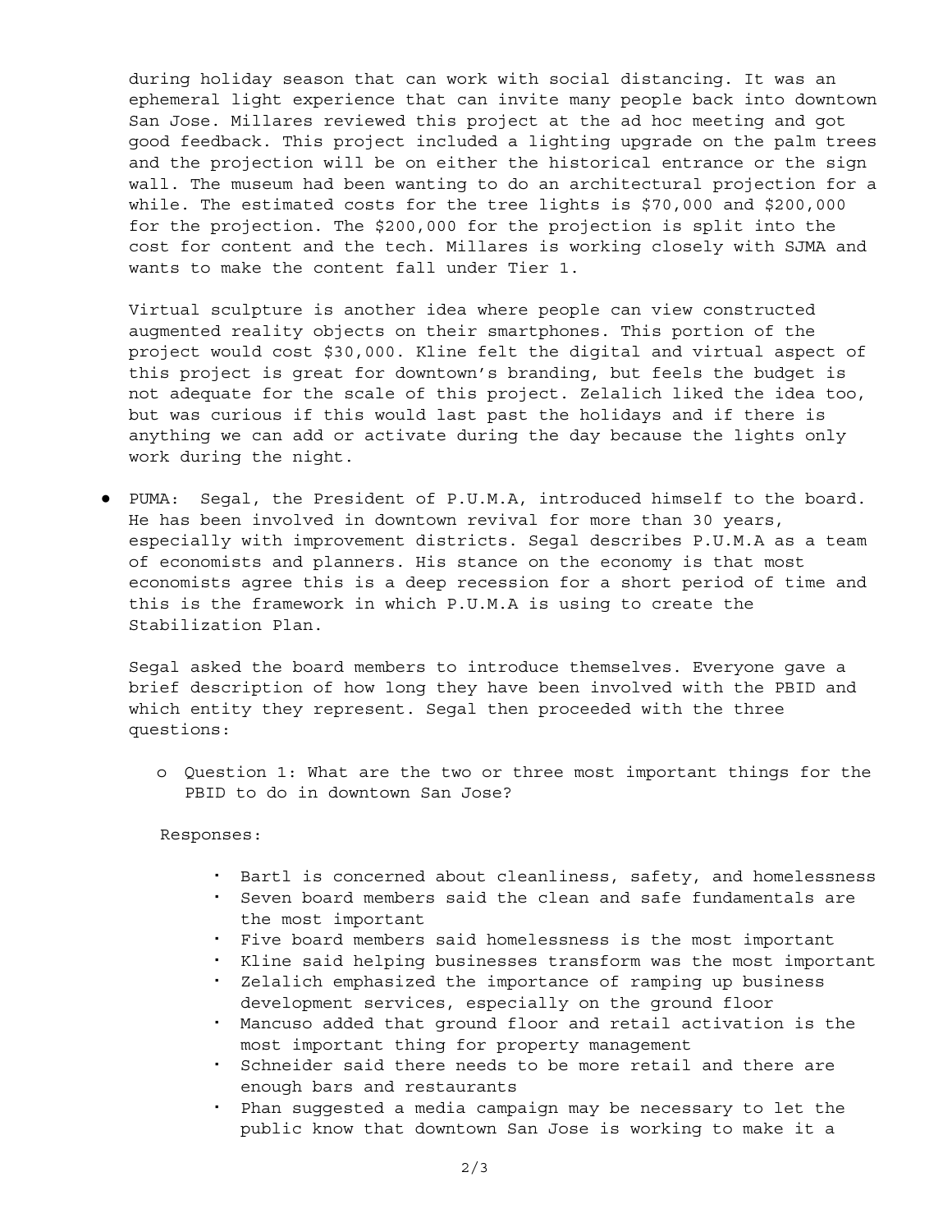during holiday season that can work with social distancing. It was an ephemeral light experience that can invite many people back into downtown San Jose. Millares reviewed this project at the ad hoc meeting and got good feedback. This project included a lighting upgrade on the palm trees and the projection will be on either the historical entrance or the sign wall. The museum had been wanting to do an architectural projection for a while. The estimated costs for the tree lights is $70,000 and $200,000 for the projection. The $200,000 for the projection is split into the cost for content and the tech. Millares is working closely with SJMA and wants to make the content fall under Tier 1.

Virtual sculpture is another idea where people can view constructed augmented reality objects on their smartphones. This portion of the project would cost $30,000. Kline felt the digital and virtual aspect of this project is great for downtown's branding, but feels the budget is not adequate for the scale of this project. Zelalich liked the idea too, but was curious if this would last past the holidays and if there is anything we can add or activate during the day because the lights only work during the night.

- PUMA: Segal, the President of P.U.M.A, introduced himself to the board. He has been involved in downtown revival for more than 30 years, especially with improvement districts. Segal describes P.U.M.A as a team of economists and planners. His stance on the economy is that most economists agree this is a deep recession for a short period of time and this is the framework in which P.U.M.A is using to create the Stabilization Plan.

  Segal asked the board members to introduce themselves. Everyone gave a brief description of how long they have been involved with the PBID and which entity they represent. Segal then proceeded with the three questions:

  - Question 1: What are the two or three most important things for the PBID to do in downtown San Jose?

  Responses:

    - Bartl is concerned about cleanliness, safety, and homelessness
    - Seven board members said the clean and safe fundamentals are the most important
    - Five board members said homelessness is the most important
    - Kline said helping businesses transform was the most important
    - Zelalich emphasized the importance of ramping up business development services, especially on the ground floor
    - Mancuso added that ground floor and retail activation is the most important thing for property management
    - Schneider said there needs to be more retail and there are enough bars and restaurants
    - Phan suggested a media campaign may be necessary to let the public know that downtown San Jose is working to make it a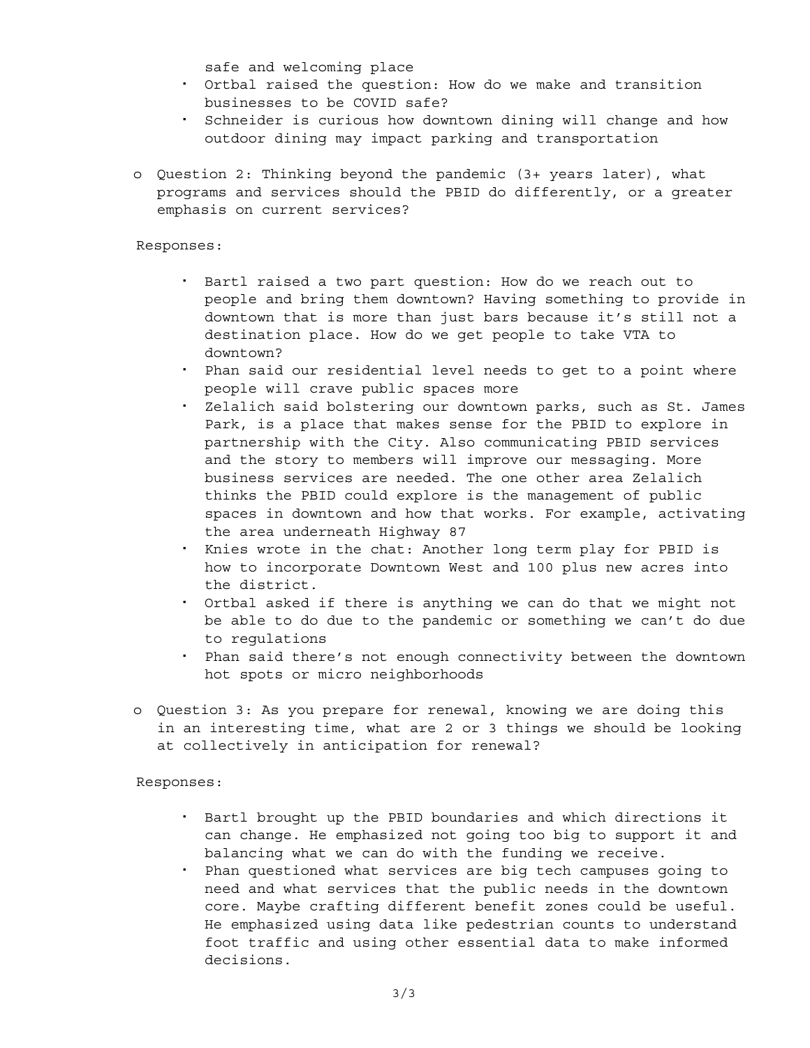safe and welcoming place

- Ortbal raised the question: How do we make and transition businesses to be COVID safe?
- Schneider is curious how downtown dining will change and how outdoor dining may impact parking and transportation

- Question 2: Thinking beyond the pandemic (3+ years later), what programs and services should the PBID do differently, or a greater emphasis on current services?

Responses:

- Bartl raised a two part question: How do we reach out to people and bring them downtown? Having something to provide in downtown that is more than just bars because it's still not a destination place. How do we get people to take VTA to downtown?
- Phan said our residential level needs to get to a point where people will crave public spaces more
- Zelalich said bolstering our downtown parks, such as St. James Park, is a place that makes sense for the PBID to explore in partnership with the City. Also communicating PBID services and the story to members will improve our messaging. More business services are needed. The one other area Zelalich thinks the PBID could explore is the management of public spaces in downtown and how that works. For example, activating the area underneath Highway 87
- Knies wrote in the chat: Another long term play for PBID is how to incorporate Downtown West and 100 plus new acres into the district.
- Ortbal asked if there is anything we can do that we might not be able to do due to the pandemic or something we can't do due to regulations
- Phan said there's not enough connectivity between the downtown hot spots or micro neighborhoods

- Question 3: As you prepare for renewal, knowing we are doing this in an interesting time, what are 2 or 3 things we should be looking at collectively in anticipation for renewal?

Responses:

- Bartl brought up the PBID boundaries and which directions it can change. He emphasized not going too big to support it and balancing what we can do with the funding we receive.
- Phan questioned what services are big tech campuses going to need and what services that the public needs in the downtown core. Maybe crafting different benefit zones could be useful. He emphasized using data like pedestrian counts to understand foot traffic and using other essential data to make informed decisions.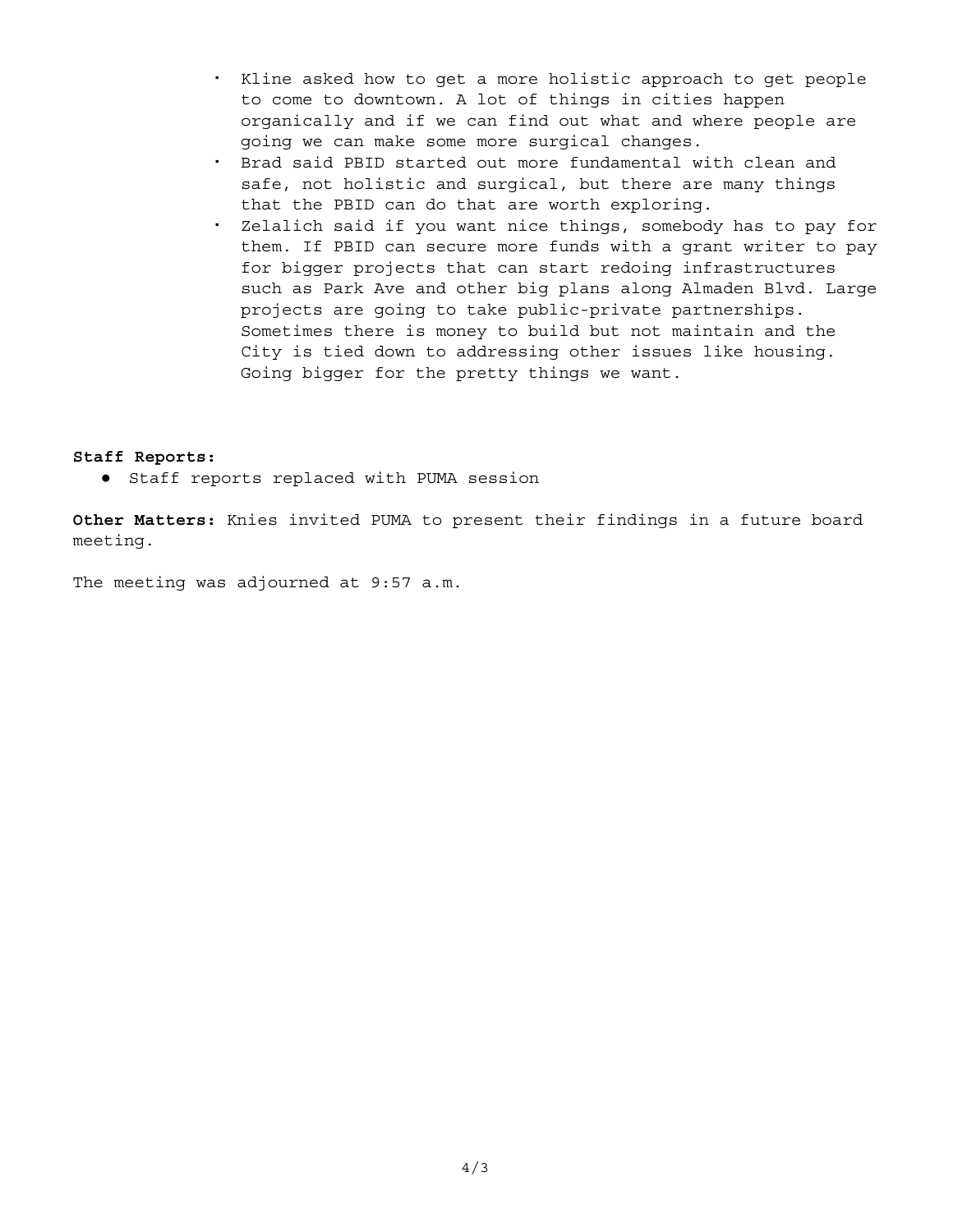- Kline asked how to get a more holistic approach to get people to come to downtown. A lot of things in cities happen organically and if we can find out what and where people are going we can make some more surgical changes.
- Brad said PBID started out more fundamental with clean and safe, not holistic and surgical, but there are many things that the PBID can do that are worth exploring.
- Zelalich said if you want nice things, somebody has to pay for them. If PBID can secure more funds with a grant writer to pay for bigger projects that can start redoing infrastructures such as Park Ave and other big plans along Almaden Blvd. Large projects are going to take public-private partnerships. Sometimes there is money to build but not maintain and the City is tied down to addressing other issues like housing. Going bigger for the pretty things we want.

**Staff Reports:**

- Staff reports replaced with PUMA session

**Other Matters:** Knies invited PUMA to present their findings in a future board meeting.

The meeting was adjourned at 9:57 a.m.